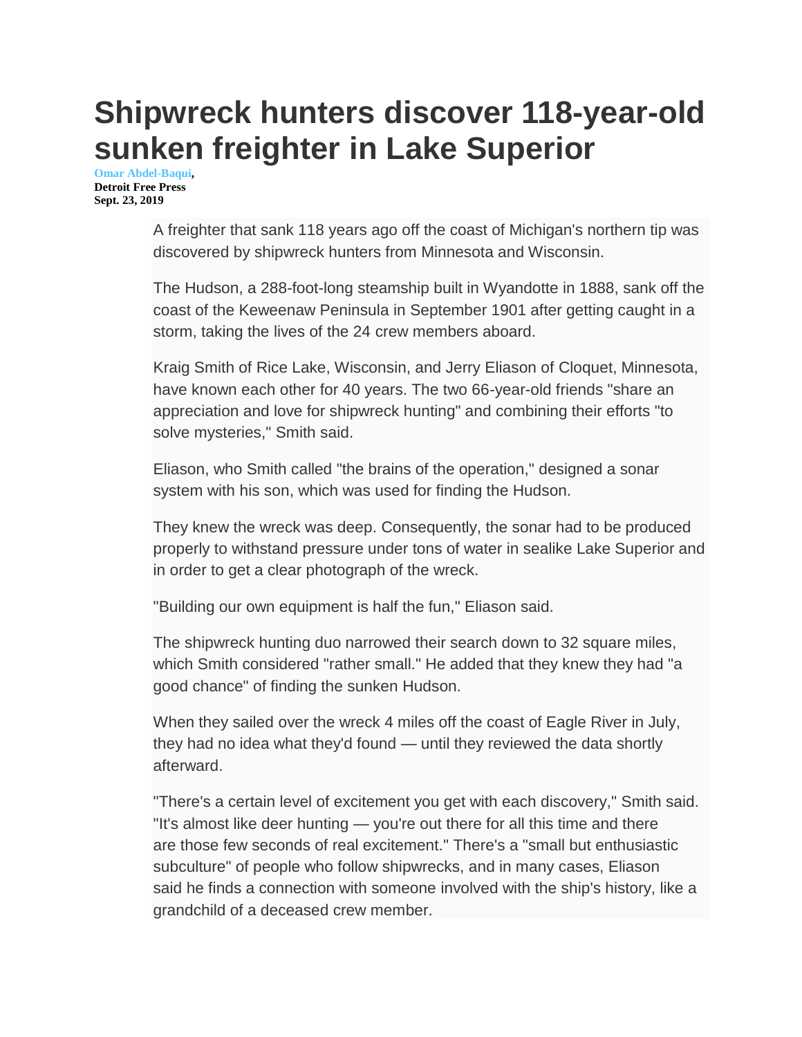# Shipwreck hunters discover 118-year-old sunken freighter in Lake Superior

**Omar Abdel-Baqui,**
**Detroit Free Press**
**Sept. 23, 2019**

A freighter that sank 118 years ago off the coast of Michigan's northern tip was discovered by shipwreck hunters from Minnesota and Wisconsin.

The Hudson, a 288-foot-long steamship built in Wyandotte in 1888, sank off the coast of the Keweenaw Peninsula in September 1901 after getting caught in a storm, taking the lives of the 24 crew members aboard.

Kraig Smith of Rice Lake, Wisconsin, and Jerry Eliason of Cloquet, Minnesota, have known each other for 40 years. The two 66-year-old friends "share an appreciation and love for shipwreck hunting" and combining their efforts "to solve mysteries," Smith said.

Eliason, who Smith called "the brains of the operation," designed a sonar system with his son, which was used for finding the Hudson.

They knew the wreck was deep. Consequently, the sonar had to be produced properly to withstand pressure under tons of water in sealike Lake Superior and in order to get a clear photograph of the wreck.

"Building our own equipment is half the fun," Eliason said.

The shipwreck hunting duo narrowed their search down to 32 square miles, which Smith considered "rather small." He added that they knew they had "a good chance" of finding the sunken Hudson.

When they sailed over the wreck 4 miles off the coast of Eagle River in July, they had no idea what they'd found — until they reviewed the data shortly afterward.

"There's a certain level of excitement you get with each discovery," Smith said. "It's almost like deer hunting — you're out there for all this time and there are those few seconds of real excitement." There's a "small but enthusiastic subculture" of people who follow shipwrecks, and in many cases, Eliason said he finds a connection with someone involved with the ship's history, like a grandchild of a deceased crew member.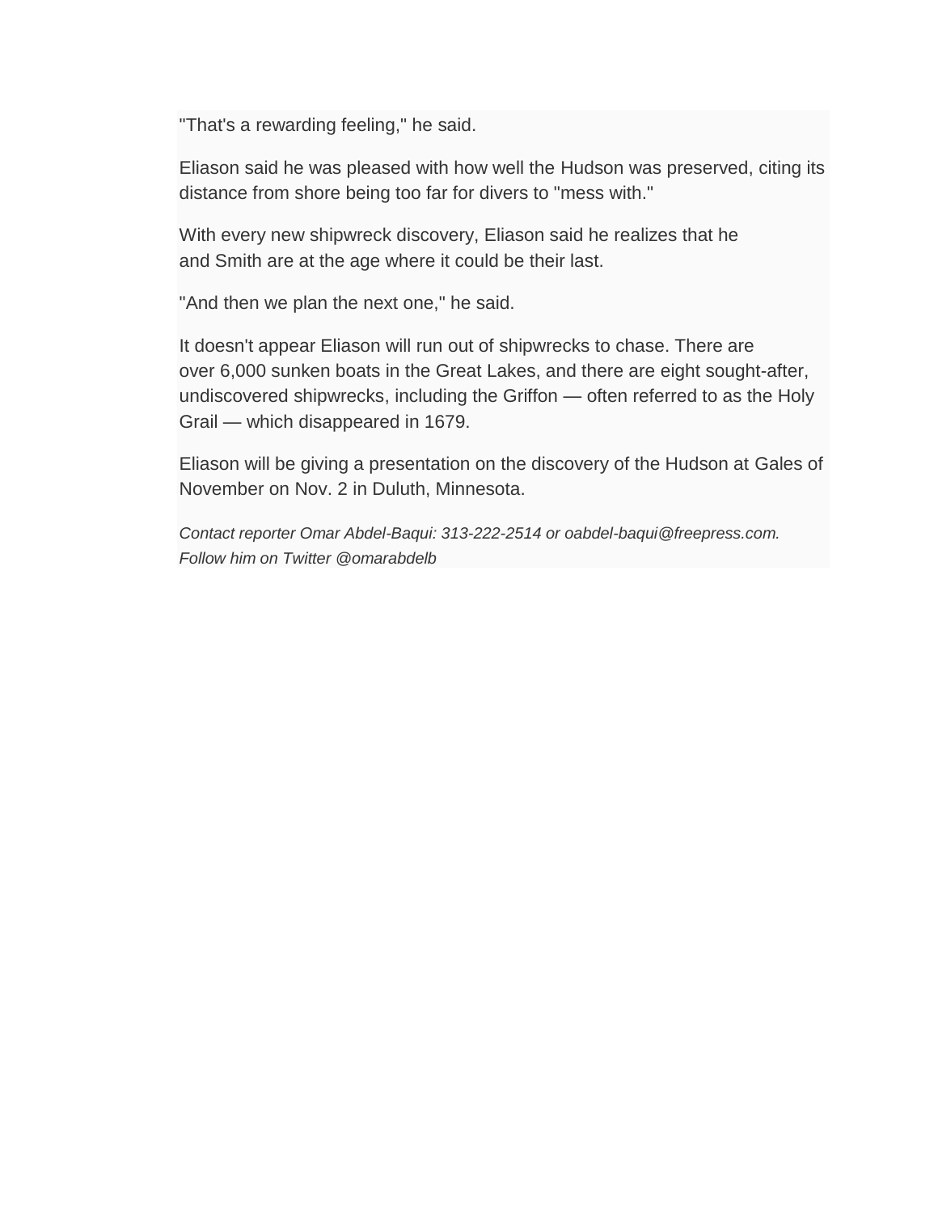"That's a rewarding feeling," he said.

Eliason said he was pleased with how well the Hudson was preserved, citing its distance from shore being too far for divers to "mess with."

With every new shipwreck discovery, Eliason said he realizes that he and Smith are at the age where it could be their last.

"And then we plan the next one," he said.

It doesn't appear Eliason will run out of shipwrecks to chase. There are over 6,000 sunken boats in the Great Lakes, and there are eight sought-after, undiscovered shipwrecks, including the Griffon — often referred to as the Holy Grail — which disappeared in 1679.

Eliason will be giving a presentation on the discovery of the Hudson at Gales of November on Nov. 2 in Duluth, Minnesota.

*Contact reporter Omar Abdel-Baqui: 313-222-2514 or oabdel-baqui@freepress.com. Follow him on Twitter @omarabdelb*